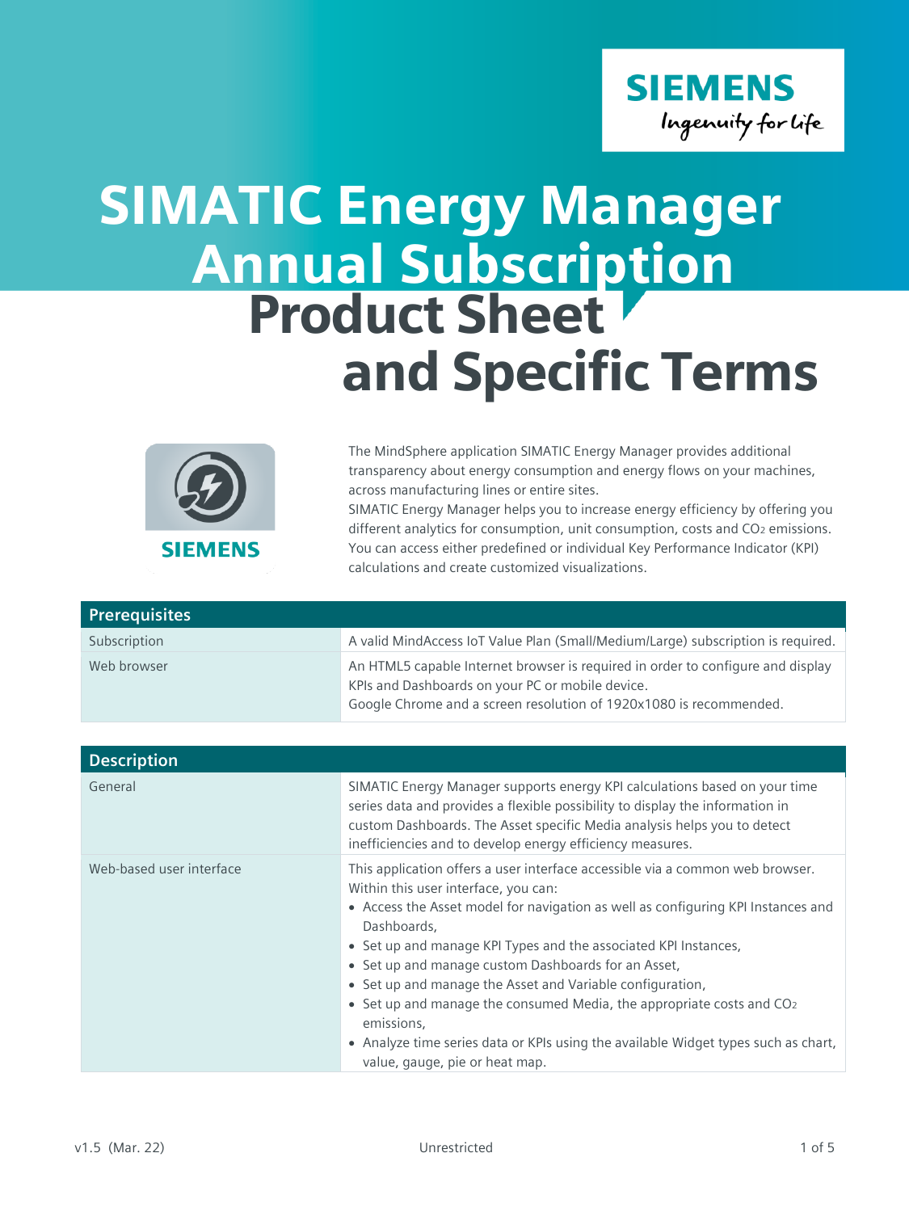# SIMATIC Energy Manager Annual Subscription

# Product Sheet and Specific Terms

The MindSphere application SIMATIC Energy Manager provides additional transparency about energy consumption and energy flows on your machines, across manufacturing lines or entire sites.
SIMATIC Energy Manager helps you to increase energy efficiency by offering you different analytics for consumption, unit consumption, costs and $CO_2$ emissions. You can access either predefined or individual Key Performance Indicator (KPI) calculations and create customized visualizations.

| Prerequisites | |
|---|---|
| Subscription | A valid MindAccess IoT Value Plan (Small/Medium/Large) subscription is required. |
| Web browser | An HTML5 capable Internet browser is required in order to configure and display KPIs and Dashboards on your PC or mobile device.<br>Google Chrome and a screen resolution of 1920x1080 is recommended. |

| Description | |
|---|---|
| General | SIMATIC Energy Manager supports energy KPI calculations based on your time series data and provides a flexible possibility to display the information in custom Dashboards. The Asset specific Media analysis helps you to detect inefficiencies and to develop energy efficiency measures. |
| Web-based user interface | This application offers a user interface accessible via a common web browser. Within this user interface, you can:<br>• Access the Asset model for navigation as well as configuring KPI Instances and Dashboards,<br>• Set up and manage KPI Types and the associated KPI Instances,<br>• Set up and manage custom Dashboards for an Asset,<br>• Set up and manage the Asset and Variable configuration,<br>• Set up and manage the consumed Media, the appropriate costs and $CO_2$ emissions,<br>• Analyze time series data or KPIs using the available Widget types such as chart, value, gauge, pie or heat map. |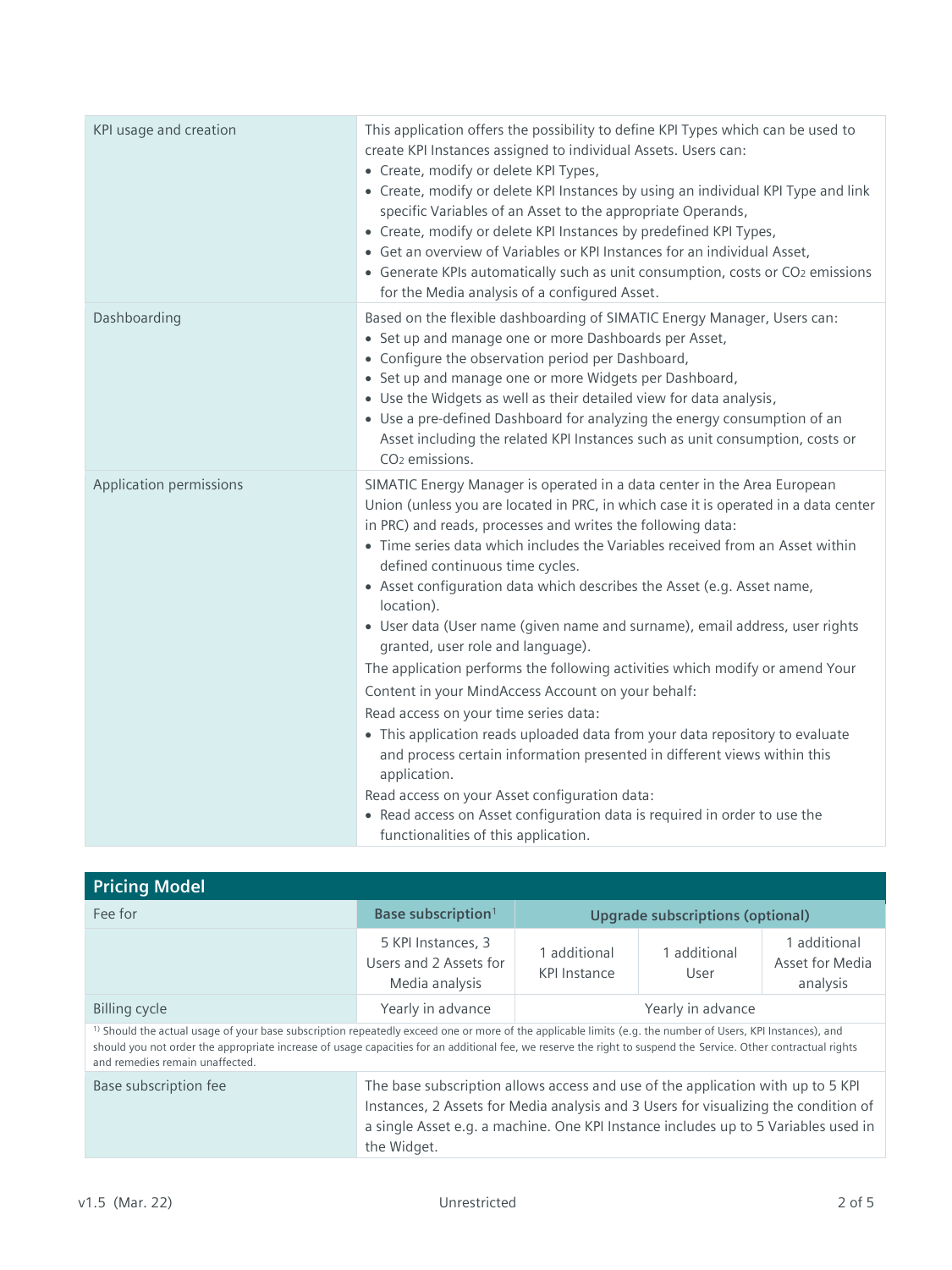| | |
|---|---|
| KPI usage and creation | This application offers the possibility to define KPI Types which can be used to create KPI Instances assigned to individual Assets. Users can:<br>• Create, modify or delete KPI Types,<br>• Create, modify or delete KPI Instances by using an individual KPI Type and link specific Variables of an Asset to the appropriate Operands,<br>• Create, modify or delete KPI Instances by predefined KPI Types,<br>• Get an overview of Variables or KPI Instances for an individual Asset,<br>• Generate KPIs automatically such as unit consumption, costs or $CO_2$ emissions for the Media analysis of a configured Asset. |
| Dashboarding | Based on the flexible dashboarding of SIMATIC Energy Manager, Users can:<br>• Set up and manage one or more Dashboards per Asset,<br>• Configure the observation period per Dashboard,<br>• Set up and manage one or more Widgets per Dashboard,<br>• Use the Widgets as well as their detailed view for data analysis,<br>• Use a pre-defined Dashboard for analyzing the energy consumption of an Asset including the related KPI Instances such as unit consumption, costs or $CO_2$ emissions. |
| Application permissions | SIMATIC Energy Manager is operated in a data center in the Area European Union (unless you are located in PRC, in which case it is operated in a data center in PRC) and reads, processes and writes the following data:<br>• Time series data which includes the Variables received from an Asset within defined continuous time cycles.<br>• Asset configuration data which describes the Asset (e.g. Asset name, location).<br>• User data (User name (given name and surname), email address, user rights granted, user role and language).<br>The application performs the following activities which modify or amend Your Content in your MindAccess Account on your behalf:<br>Read access on your time series data:<br>• This application reads uploaded data from your data repository to evaluate and process certain information presented in different views within this application.<br>Read access on your Asset configuration data:<br>• Read access on Asset configuration data is required in order to use the functionalities of this application. |

## Pricing Model

| Fee for | Base subscription[1] | Upgrade subscriptions (optional) | | |
|---|---|---|---|---|
| | 5 KPI Instances, 3 Users and 2 Assets for Media analysis | 1 additional KPI Instance | 1 additional User | 1 additional Asset for Media analysis |
| Billing cycle | Yearly in advance | Yearly in advance | | |

[1] Should the actual usage of your base subscription repeatedly exceed one or more of the applicable limits (e.g. the number of Users, KPI Instances), and should you not order the appropriate increase of usage capacities for an additional fee, we reserve the right to suspend the Service. Other contractual rights and remedies remain unaffected.

| | |
|---|---|
| Base subscription fee | The base subscription allows access and use of the application with up to 5 KPI Instances, 2 Assets for Media analysis and 3 Users for visualizing the condition of a single Asset e.g. a machine. One KPI Instance includes up to 5 Variables used in the Widget. |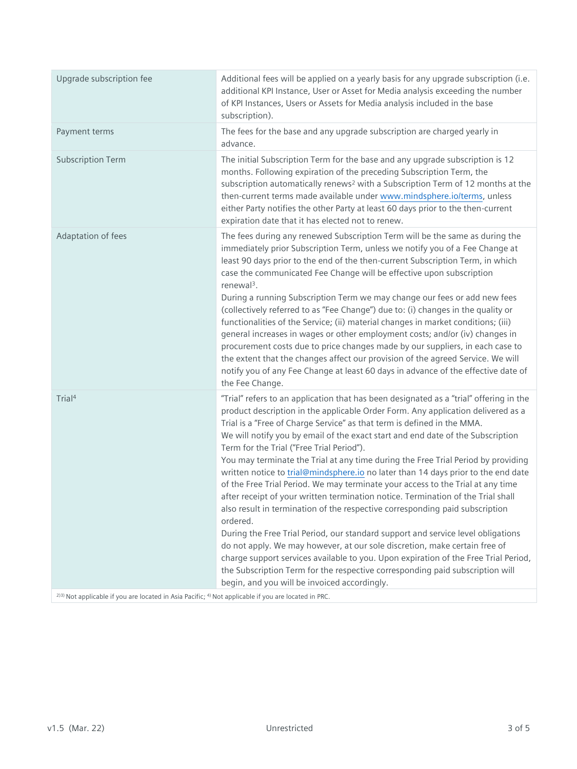| | |
|---|---|
| Upgrade subscription fee | Additional fees will be applied on a yearly basis for any upgrade subscription (i.e. additional KPI Instance, User or Asset for Media analysis exceeding the number of KPI Instances, Users or Assets for Media analysis included in the base subscription). |
| Payment terms | The fees for the base and any upgrade subscription are charged yearly in advance. |
| Subscription Term | The initial Subscription Term for the base and any upgrade subscription is 12 months. Following expiration of the preceding Subscription Term, the subscription automatically renews[2] with a Subscription Term of 12 months at the then-current terms made available under www.mindsphere.io/terms, unless either Party notifies the other Party at least 60 days prior to the then-current expiration date that it has elected not to renew. |
| Adaptation of fees | The fees during any renewed Subscription Term will be the same as during the immediately prior Subscription Term, unless we notify you of a Fee Change at least 90 days prior to the end of the then-current Subscription Term, in which case the communicated Fee Change will be effective upon subscription renewal[3].<br>During a running Subscription Term we may change our fees or add new fees (collectively referred to as "Fee Change") due to: (i) changes in the quality or functionalities of the Service; (ii) material changes in market conditions; (iii) general increases in wages or other employment costs; and/or (iv) changes in procurement costs due to price changes made by our suppliers, in each case to the extent that the changes affect our provision of the agreed Service. We will notify you of any Fee Change at least 60 days in advance of the effective date of the Fee Change. |
| Trial[4] | "Trial" refers to an application that has been designated as a "trial" offering in the product description in the applicable Order Form. Any application delivered as a Trial is a "Free of Charge Service" as that term is defined in the MMA.<br>We will notify you by email of the exact start and end date of the Subscription Term for the Trial ("Free Trial Period").<br>You may terminate the Trial at any time during the Free Trial Period by providing written notice to trial@mindsphere.io no later than 14 days prior to the end date of the Free Trial Period. We may terminate your access to the Trial at any time after receipt of your written termination notice. Termination of the Trial shall also result in termination of the respective corresponding paid subscription ordered.<br>During the Free Trial Period, our standard support and service level obligations do not apply. We may however, at our sole discretion, make certain free of charge support services available to you. Upon expiration of the Free Trial Period, the Subscription Term for the respective corresponding paid subscription will begin, and you will be invoiced accordingly. |

[2][3] Not applicable if you are located in Asia Pacific; [4] Not applicable if you are located in PRC.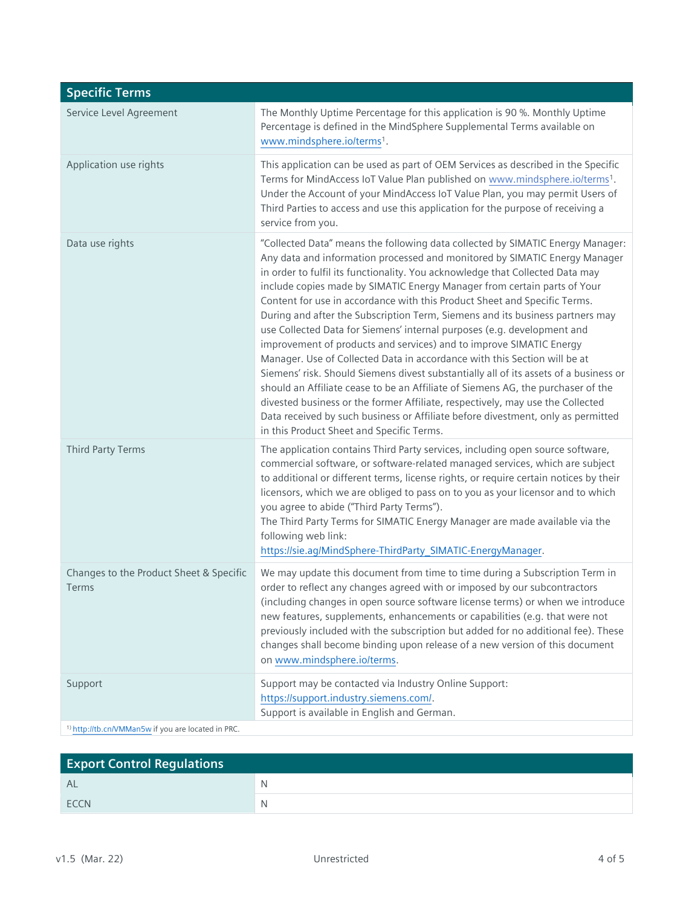| Specific Terms | |
|---|---|
| Service Level Agreement | The Monthly Uptime Percentage for this application is 90 %. Monthly Uptime Percentage is defined in the MindSphere Supplemental Terms available on www.mindsphere.io/terms[1]. |
| Application use rights | This application can be used as part of OEM Services as described in the Specific Terms for MindAccess IoT Value Plan published on www.mindsphere.io/terms[1]. Under the Account of your MindAccess IoT Value Plan, you may permit Users of Third Parties to access and use this application for the purpose of receiving a service from you. |
| Data use rights | "Collected Data" means the following data collected by SIMATIC Energy Manager: Any data and information processed and monitored by SIMATIC Energy Manager in order to fulfil its functionality. You acknowledge that Collected Data may include copies made by SIMATIC Energy Manager from certain parts of Your Content for use in accordance with this Product Sheet and Specific Terms. During and after the Subscription Term, Siemens and its business partners may use Collected Data for Siemens' internal purposes (e.g. development and improvement of products and services) and to improve SIMATIC Energy Manager. Use of Collected Data in accordance with this Section will be at Siemens' risk. Should Siemens divest substantially all of its assets of a business or should an Affiliate cease to be an Affiliate of Siemens AG, the purchaser of the divested business or the former Affiliate, respectively, may use the Collected Data received by such business or Affiliate before divestment, only as permitted in this Product Sheet and Specific Terms. |
| Third Party Terms | The application contains Third Party services, including open source software, commercial software, or software-related managed services, which are subject to additional or different terms, license rights, or require certain notices by their licensors, which we are obliged to pass on to you as your licensor and to which you agree to abide ("Third Party Terms"). The Third Party Terms for SIMATIC Energy Manager are made available via the following web link: https://sie.ag/MindSphere-ThirdParty_SIMATIC-EnergyManager. |
| Changes to the Product Sheet & Specific Terms | We may update this document from time to time during a Subscription Term in order to reflect any changes agreed with or imposed by our subcontractors (including changes in open source software license terms) or when we introduce new features, supplements, enhancements or capabilities (e.g. that were not previously included with the subscription but added for no additional fee). These changes shall become binding upon release of a new version of this document on www.mindsphere.io/terms. |
| Support | Support may be contacted via Industry Online Support: https://support.industry.siemens.com/. Support is available in English and German. |

[1] http://tb.cn/VMMan5w if you are located in PRC.

| Export Control Regulations | |
|---|---|
| AL | N |
| ECCN | N |

v1.5 (Mar. 22) Unrestricted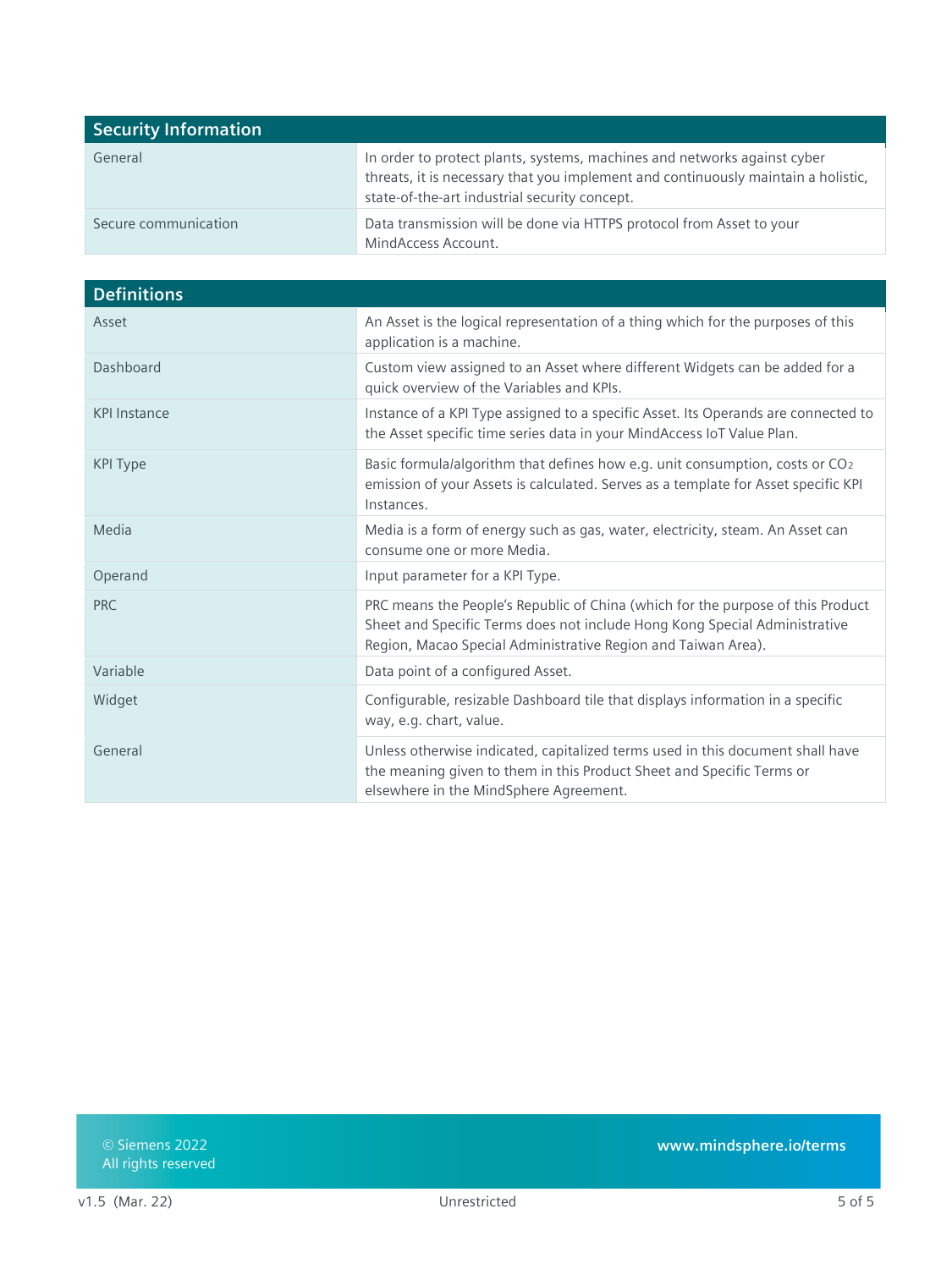| Security Information | |
|---|---|
| General | In order to protect plants, systems, machines and networks against cyber threats, it is necessary that you implement and continuously maintain a holistic, state-of-the-art industrial security concept. |
| Secure communication | Data transmission will be done via HTTPS protocol from Asset to your MindAccess Account. |

| Definitions | |
|---|---|
| Asset | An Asset is the logical representation of a thing which for the purposes of this application is a machine. |
| Dashboard | Custom view assigned to an Asset where different Widgets can be added for a quick overview of the Variables and KPIs. |
| KPI Instance | Instance of a KPI Type assigned to a specific Asset. Its Operands are connected to the Asset specific time series data in your MindAccess IoT Value Plan. |
| KPI Type | Basic formula/algorithm that defines how e.g. unit consumption, costs or $CO_2$ emission of your Assets is calculated. Serves as a template for Asset specific KPI Instances. |
| Media | Media is a form of energy such as gas, water, electricity, steam. An Asset can consume one or more Media. |
| Operand | Input parameter for a KPI Type. |
| PRC | PRC means the People's Republic of China (which for the purpose of this Product Sheet and Specific Terms does not include Hong Kong Special Administrative Region, Macao Special Administrative Region and Taiwan Area). |
| Variable | Data point of a configured Asset. |
| Widget | Configurable, resizable Dashboard tile that displays information in a specific way, e.g. chart, value. |
| General | Unless otherwise indicated, capitalized terms used in this document shall have the meaning given to them in this Product Sheet and Specific Terms or elsewhere in the MindSphere Agreement. |

© Siemens 2022
All rights reserved

www.mindsphere.io/terms

v1.5 (Mar. 22)

Unrestricted